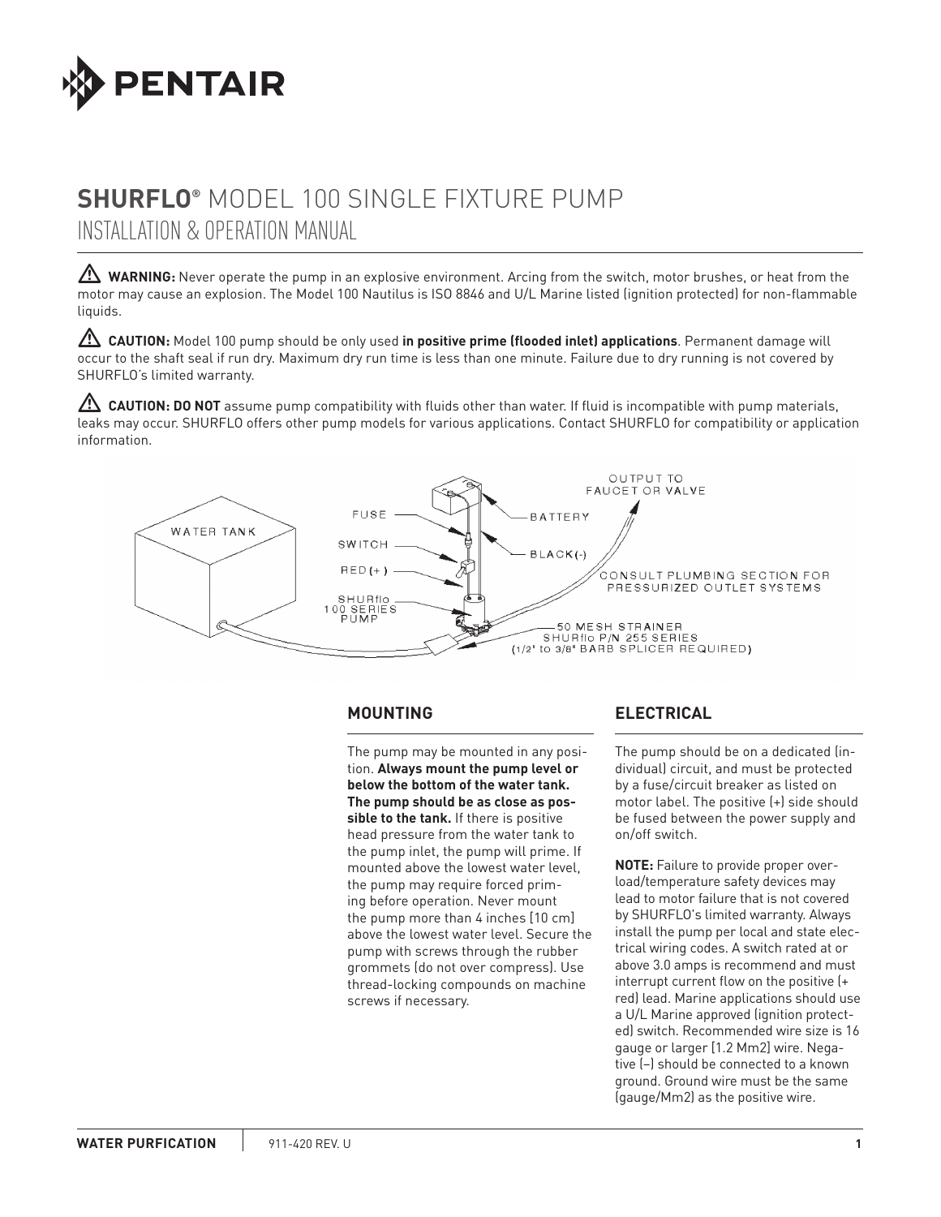# SHURFLO® MODEL 100 SINGLE FIXTURE PUMP

## INSTALLATION & OPERATION MANUAL

⚠ **WARNING:** Never operate the pump in an explosive environment. Arcing from the switch, motor brushes, or heat from the motor may cause an explosion. The Model 100 Nautilus is ISO 8846 and U/L Marine listed (ignition protected) for non-flammable liquids.

⚠ **CAUTION:** Model 100 pump should be only used **in positive prime (flooded inlet) applications**. Permanent damage will occur to the shaft seal if run dry. Maximum dry run time is less than one minute. Failure due to dry running is not covered by SHURFLO's limited warranty.

⚠ **CAUTION: DO NOT** assume pump compatibility with fluids other than water. If fluid is incompatible with pump materials, leaks may occur. SHURFLO offers other pump models for various applications. Contact SHURFLO for compatibility or application information.

WATER TANK
FUSE
SWITCH
RED (+)
SHURflo 100 SERIES PUMP
BATTERY
BLACK(-)
OUTPUT TO FAUCET OR VALVE
CONSULT PLUMBING SECTION FOR PRESSURIZED OUTLET SYSTEMS
50 MESH STRAINER SHURflo P/N 255 SERIES (1/2" to 3/8" BARB SPLICER REQUIRED)

### MOUNTING

The pump may be mounted in any position. **Always mount the pump level or below the bottom of the water tank. The pump should be as close as possible to the tank.** If there is positive head pressure from the water tank to the pump inlet, the pump will prime. If mounted above the lowest water level, the pump may require forced priming before operation. Never mount the pump more than 4 inches [10 cm] above the lowest water level. Secure the pump with screws through the rubber grommets (do not over compress). Use thread-locking compounds on machine screws if necessary.

### ELECTRICAL

The pump should be on a dedicated (individual) circuit, and must be protected by a fuse/circuit breaker as listed on motor label. The positive (+) side should be fused between the power supply and on/off switch.

**NOTE:** Failure to provide proper overload/temperature safety devices may lead to motor failure that is not covered by SHURFLO's limited warranty. Always install the pump per local and state electrical wiring codes. A switch rated at or above 3.0 amps is recommend and must interrupt current flow on the positive (+ red) lead. Marine applications should use a U/L Marine approved (ignition protected) switch. Recommended wire size is 16 gauge or larger [1.2 Mm2] wire. Negative (–) should be connected to a known ground. Ground wire must be the same (gauge/Mm2) as the positive wire.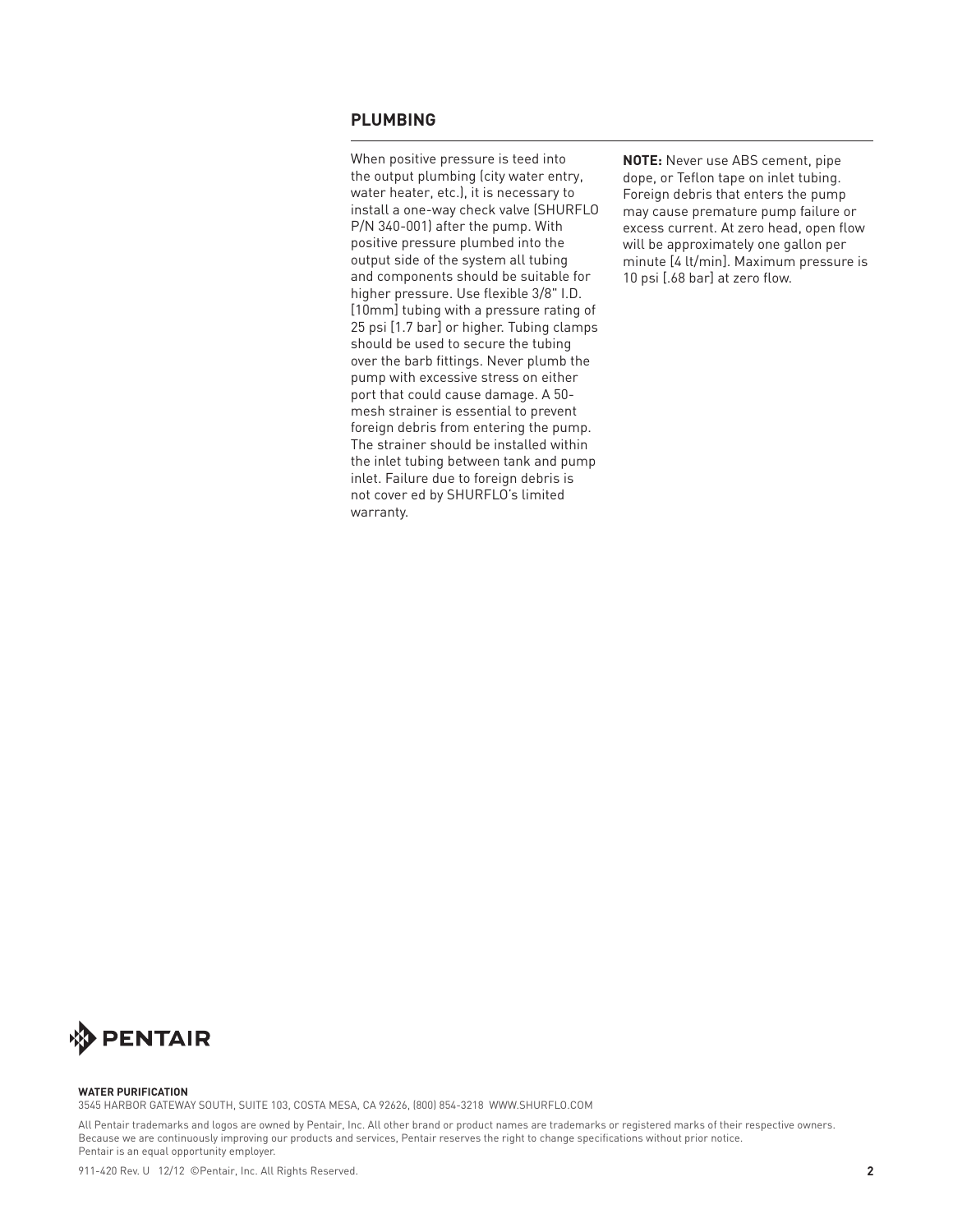## PLUMBING

When positive pressure is teed into the output plumbing (city water entry, water heater, etc.), it is necessary to install a one-way check valve (SHURFLO P/N 340-001) after the pump. With positive pressure plumbed into the output side of the system all tubing and components should be suitable for higher pressure. Use flexible 3/8" I.D. [10mm] tubing with a pressure rating of 25 psi [1.7 bar] or higher. Tubing clamps should be used to secure the tubing over the barb fittings. Never plumb the pump with excessive stress on either port that could cause damage. A 50-mesh strainer is essential to prevent foreign debris from entering the pump. The strainer should be installed within the inlet tubing between tank and pump inlet. Failure due to foreign debris is not cover ed by SHURFLO's limited warranty.

**NOTE:** Never use ABS cement, pipe dope, or Teflon tape on inlet tubing. Foreign debris that enters the pump may cause premature pump failure or excess current. At zero head, open flow will be approximately one gallon per minute [4 lt/min]. Maximum pressure is 10 psi [.68 bar] at zero flow.

PENTAIR

**WATER PURIFICATION**
3545 HARBOR GATEWAY SOUTH, SUITE 103, COSTA MESA, CA 92626, (800) 854-3218 WWW.SHURFLO.COM

All Pentair trademarks and logos are owned by Pentair, Inc. All other brand or product names are trademarks or registered marks of their respective owners. Because we are continuously improving our products and services, Pentair reserves the right to change specifications without prior notice.
Pentair is an equal opportunity employer.

911-420 Rev. U 12/12 ©Pentair, Inc. All Rights Reserved.